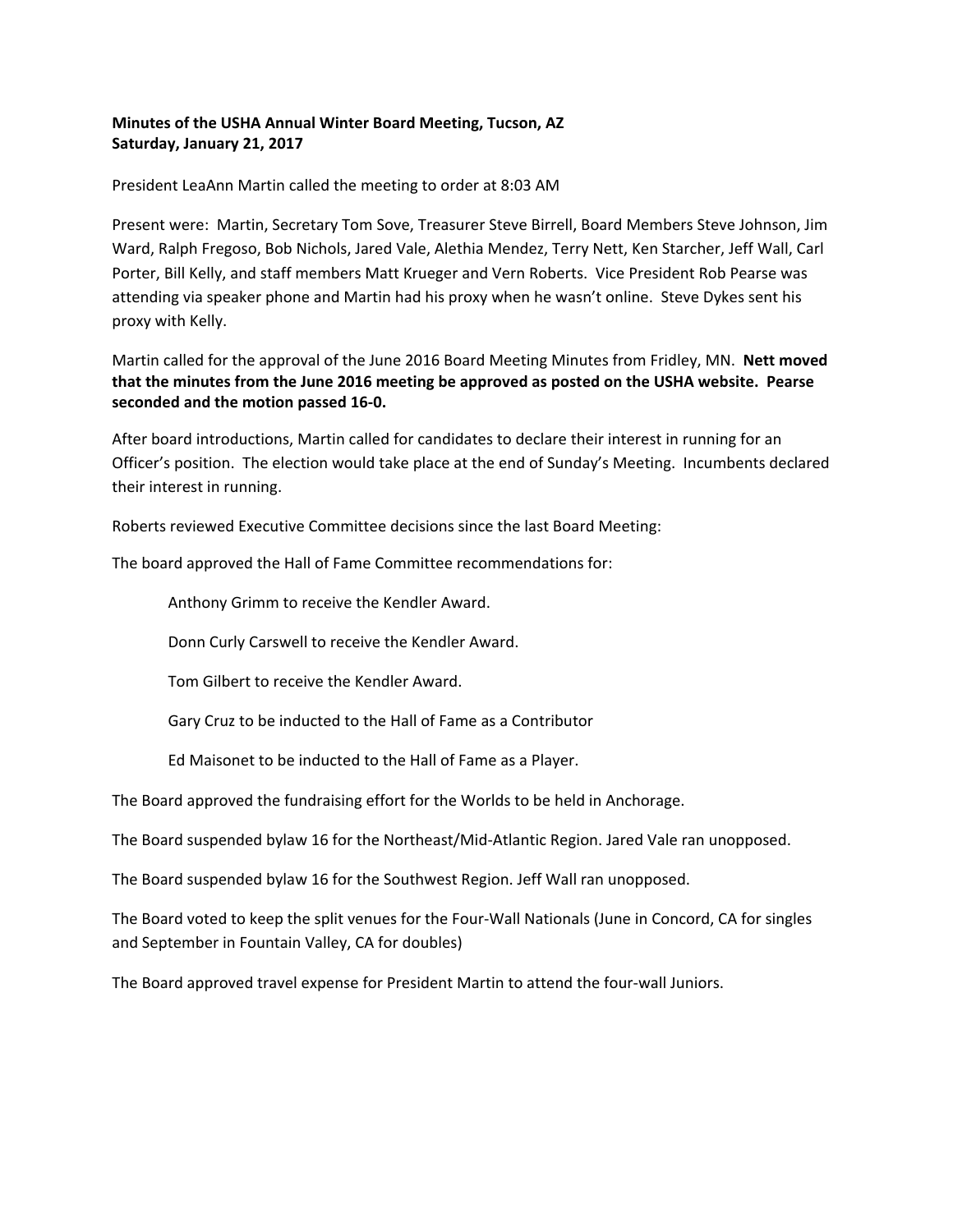**Minutes of the USHA Annual Winter Board Meeting, Tucson, AZ**
**Saturday, January 21, 2017**

President LeaAnn Martin called the meeting to order at 8:03 AM

Present were: Martin, Secretary Tom Sove, Treasurer Steve Birrell, Board Members Steve Johnson, Jim Ward, Ralph Fregoso, Bob Nichols, Jared Vale, Alethia Mendez, Terry Nett, Ken Starcher, Jeff Wall, Carl Porter, Bill Kelly, and staff members Matt Krueger and Vern Roberts. Vice President Rob Pearse was attending via speaker phone and Martin had his proxy when he wasn't online. Steve Dykes sent his proxy with Kelly.

Martin called for the approval of the June 2016 Board Meeting Minutes from Fridley, MN. **Nett moved that the minutes from the June 2016 meeting be approved as posted on the USHA website. Pearse seconded and the motion passed 16-0.**

After board introductions, Martin called for candidates to declare their interest in running for an Officer's position. The election would take place at the end of Sunday's Meeting. Incumbents declared their interest in running.

Roberts reviewed Executive Committee decisions since the last Board Meeting:

The board approved the Hall of Fame Committee recommendations for:

Anthony Grimm to receive the Kendler Award.

Donn Curly Carswell to receive the Kendler Award.

Tom Gilbert to receive the Kendler Award.

Gary Cruz to be inducted to the Hall of Fame as a Contributor

Ed Maisonet to be inducted to the Hall of Fame as a Player.

The Board approved the fundraising effort for the Worlds to be held in Anchorage.

The Board suspended bylaw 16 for the Northeast/Mid-Atlantic Region. Jared Vale ran unopposed.

The Board suspended bylaw 16 for the Southwest Region. Jeff Wall ran unopposed.

The Board voted to keep the split venues for the Four-Wall Nationals (June in Concord, CA for singles and September in Fountain Valley, CA for doubles)

The Board approved travel expense for President Martin to attend the four-wall Juniors.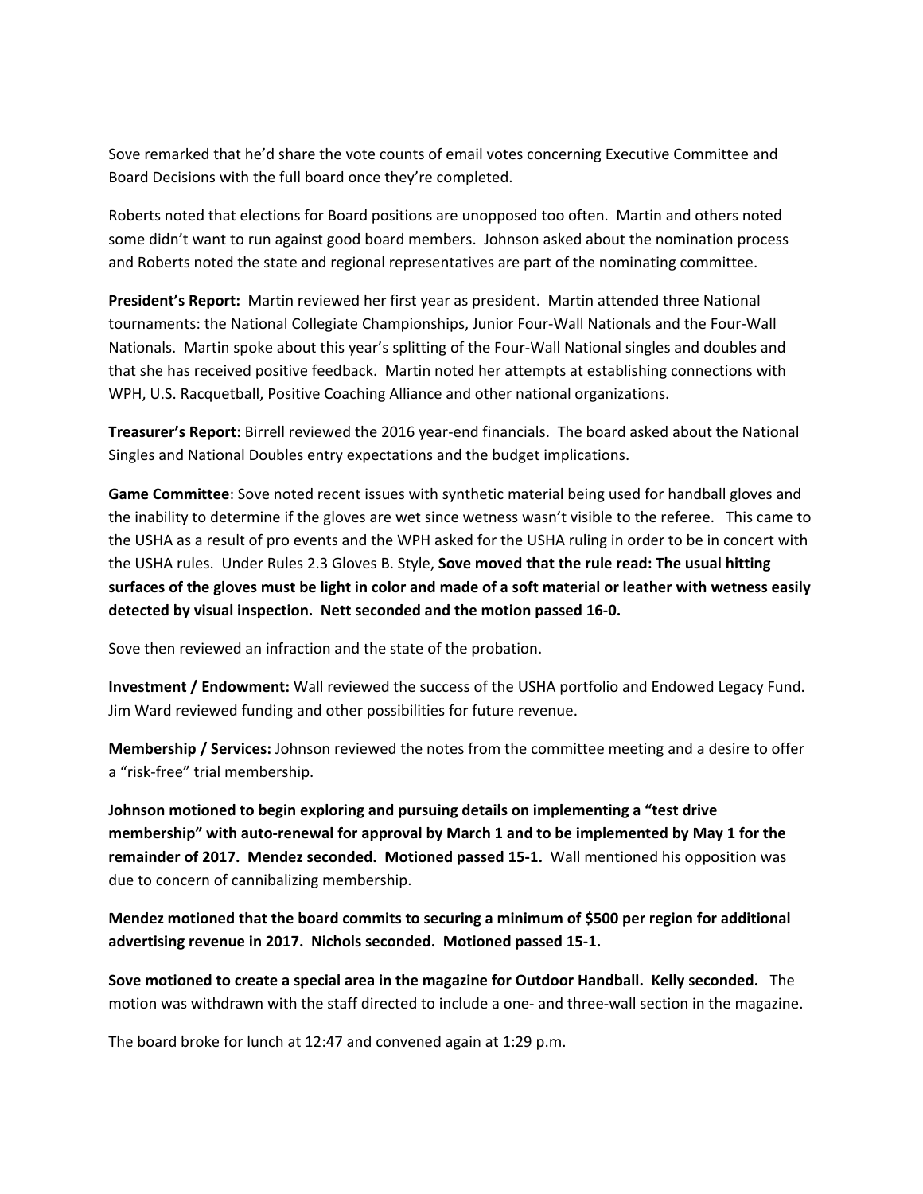Sove remarked that he'd share the vote counts of email votes concerning Executive Committee and Board Decisions with the full board once they're completed.

Roberts noted that elections for Board positions are unopposed too often. Martin and others noted some didn't want to run against good board members. Johnson asked about the nomination process and Roberts noted the state and regional representatives are part of the nominating committee.

**President's Report:** Martin reviewed her first year as president. Martin attended three National tournaments: the National Collegiate Championships, Junior Four-Wall Nationals and the Four-Wall Nationals. Martin spoke about this year's splitting of the Four-Wall National singles and doubles and that she has received positive feedback. Martin noted her attempts at establishing connections with WPH, U.S. Racquetball, Positive Coaching Alliance and other national organizations.

**Treasurer's Report:** Birrell reviewed the 2016 year-end financials. The board asked about the National Singles and National Doubles entry expectations and the budget implications.

**Game Committee**: Sove noted recent issues with synthetic material being used for handball gloves and the inability to determine if the gloves are wet since wetness wasn't visible to the referee. This came to the USHA as a result of pro events and the WPH asked for the USHA ruling in order to be in concert with the USHA rules. Under Rules 2.3 Gloves B. Style, **Sove moved that the rule read: The usual hitting surfaces of the gloves must be light in color and made of a soft material or leather with wetness easily detected by visual inspection. Nett seconded and the motion passed 16-0.**

Sove then reviewed an infraction and the state of the probation.

**Investment / Endowment:** Wall reviewed the success of the USHA portfolio and Endowed Legacy Fund. Jim Ward reviewed funding and other possibilities for future revenue.

**Membership / Services:** Johnson reviewed the notes from the committee meeting and a desire to offer a "risk-free" trial membership.

**Johnson motioned to begin exploring and pursuing details on implementing a "test drive membership" with auto-renewal for approval by March 1 and to be implemented by May 1 for the remainder of 2017. Mendez seconded. Motioned passed 15-1.** Wall mentioned his opposition was due to concern of cannibalizing membership.

**Mendez motioned that the board commits to securing a minimum of $500 per region for additional advertising revenue in 2017. Nichols seconded. Motioned passed 15-1.**

**Sove motioned to create a special area in the magazine for Outdoor Handball. Kelly seconded.** The motion was withdrawn with the staff directed to include a one- and three-wall section in the magazine.

The board broke for lunch at 12:47 and convened again at 1:29 p.m.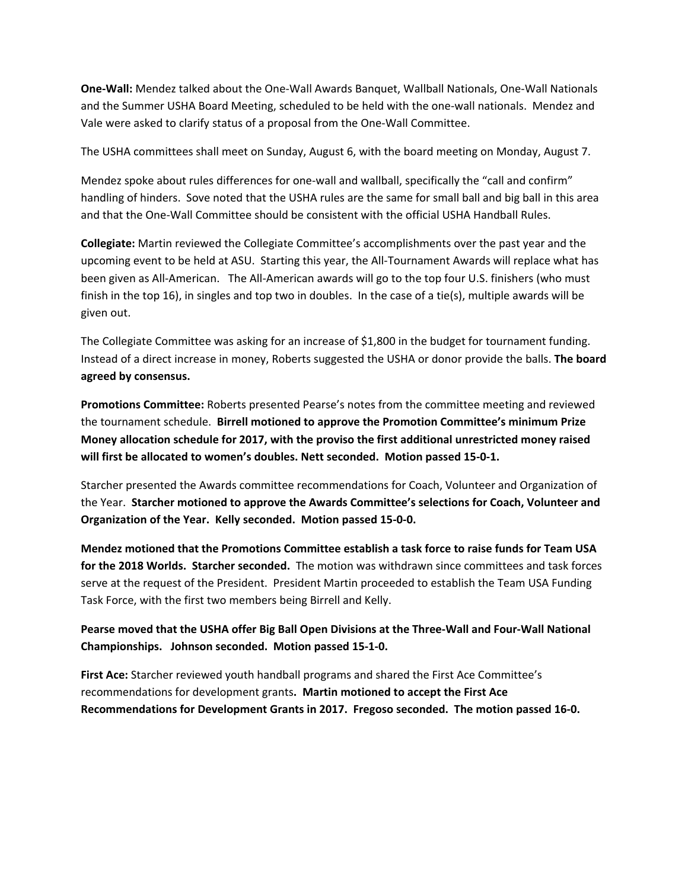**One-Wall:** Mendez talked about the One-Wall Awards Banquet, Wallball Nationals, One-Wall Nationals and the Summer USHA Board Meeting, scheduled to be held with the one-wall nationals. Mendez and Vale were asked to clarify status of a proposal from the One-Wall Committee.

The USHA committees shall meet on Sunday, August 6, with the board meeting on Monday, August 7.

Mendez spoke about rules differences for one-wall and wallball, specifically the "call and confirm" handling of hinders. Sove noted that the USHA rules are the same for small ball and big ball in this area and that the One-Wall Committee should be consistent with the official USHA Handball Rules.

**Collegiate:** Martin reviewed the Collegiate Committee's accomplishments over the past year and the upcoming event to be held at ASU. Starting this year, the All-Tournament Awards will replace what has been given as All-American. The All-American awards will go to the top four U.S. finishers (who must finish in the top 16), in singles and top two in doubles. In the case of a tie(s), multiple awards will be given out.

The Collegiate Committee was asking for an increase of $1,800 in the budget for tournament funding. Instead of a direct increase in money, Roberts suggested the USHA or donor provide the balls. **The board agreed by consensus.**

**Promotions Committee:** Roberts presented Pearse's notes from the committee meeting and reviewed the tournament schedule. **Birrell motioned to approve the Promotion Committee's minimum Prize Money allocation schedule for 2017, with the proviso the first additional unrestricted money raised will first be allocated to women's doubles. Nett seconded. Motion passed 15-0-1.**

Starcher presented the Awards committee recommendations for Coach, Volunteer and Organization of the Year. **Starcher motioned to approve the Awards Committee's selections for Coach, Volunteer and Organization of the Year. Kelly seconded. Motion passed 15-0-0.**

**Mendez motioned that the Promotions Committee establish a task force to raise funds for Team USA for the 2018 Worlds. Starcher seconded.** The motion was withdrawn since committees and task forces serve at the request of the President. President Martin proceeded to establish the Team USA Funding Task Force, with the first two members being Birrell and Kelly.

**Pearse moved that the USHA offer Big Ball Open Divisions at the Three-Wall and Four-Wall National Championships. Johnson seconded. Motion passed 15-1-0.**

**First Ace:** Starcher reviewed youth handball programs and shared the First Ace Committee's recommendations for development grants**. Martin motioned to accept the First Ace Recommendations for Development Grants in 2017. Fregoso seconded. The motion passed 16-0.**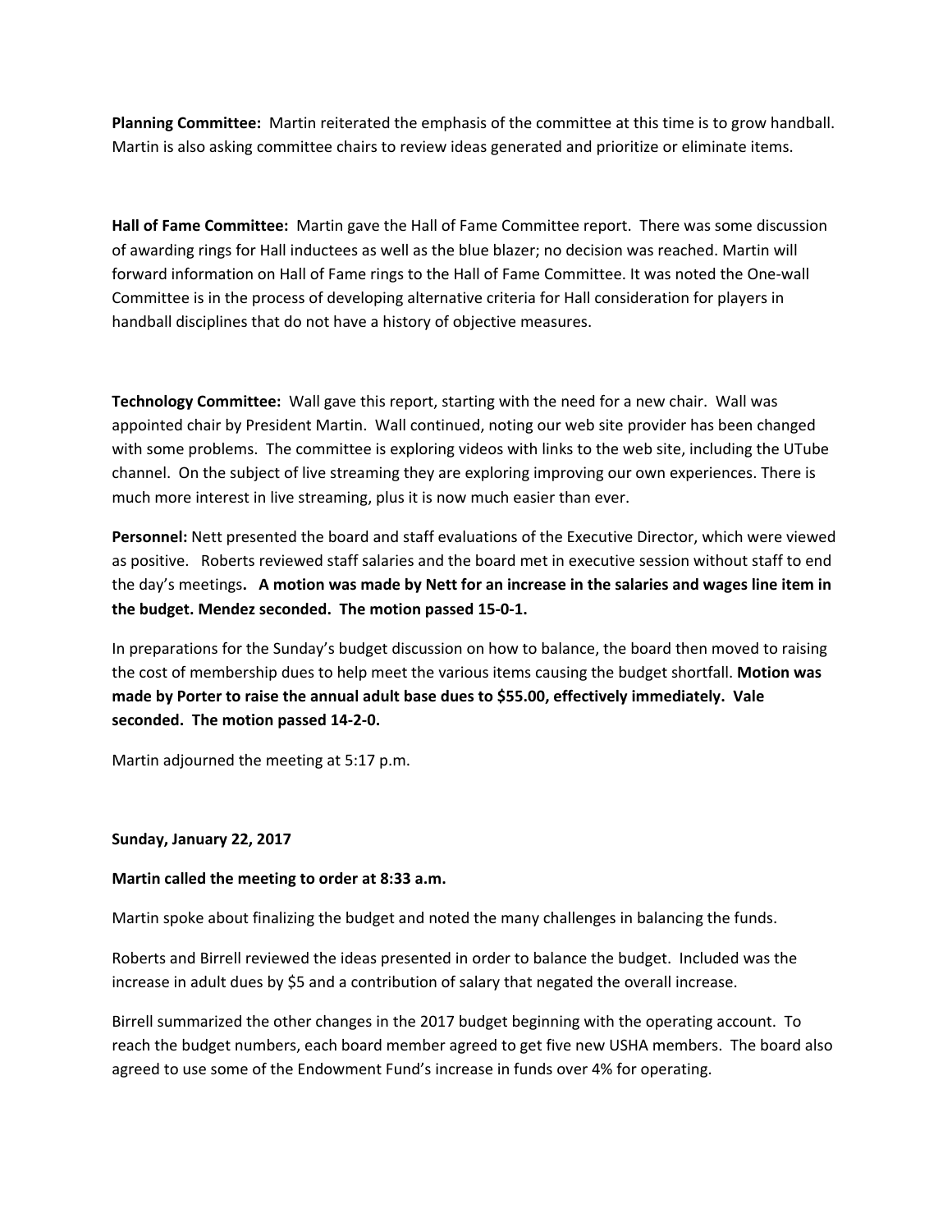**Planning Committee:** Martin reiterated the emphasis of the committee at this time is to grow handball. Martin is also asking committee chairs to review ideas generated and prioritize or eliminate items.

**Hall of Fame Committee:** Martin gave the Hall of Fame Committee report. There was some discussion of awarding rings for Hall inductees as well as the blue blazer; no decision was reached. Martin will forward information on Hall of Fame rings to the Hall of Fame Committee. It was noted the One-wall Committee is in the process of developing alternative criteria for Hall consideration for players in handball disciplines that do not have a history of objective measures.

**Technology Committee:** Wall gave this report, starting with the need for a new chair. Wall was appointed chair by President Martin. Wall continued, noting our web site provider has been changed with some problems. The committee is exploring videos with links to the web site, including the UTube channel. On the subject of live streaming they are exploring improving our own experiences. There is much more interest in live streaming, plus it is now much easier than ever.

**Personnel:** Nett presented the board and staff evaluations of the Executive Director, which were viewed as positive. Roberts reviewed staff salaries and the board met in executive session without staff to end the day's meetings**. A motion was made by Nett for an increase in the salaries and wages line item in the budget. Mendez seconded. The motion passed 15-0-1.**

In preparations for the Sunday's budget discussion on how to balance, the board then moved to raising the cost of membership dues to help meet the various items causing the budget shortfall. **Motion was made by Porter to raise the annual adult base dues to $55.00, effectively immediately. Vale seconded. The motion passed 14-2-0.**

Martin adjourned the meeting at 5:17 p.m.

**Sunday, January 22, 2017**

**Martin called the meeting to order at 8:33 a.m.**

Martin spoke about finalizing the budget and noted the many challenges in balancing the funds.

Roberts and Birrell reviewed the ideas presented in order to balance the budget. Included was the increase in adult dues by $5 and a contribution of salary that negated the overall increase.

Birrell summarized the other changes in the 2017 budget beginning with the operating account. To reach the budget numbers, each board member agreed to get five new USHA members. The board also agreed to use some of the Endowment Fund's increase in funds over 4% for operating.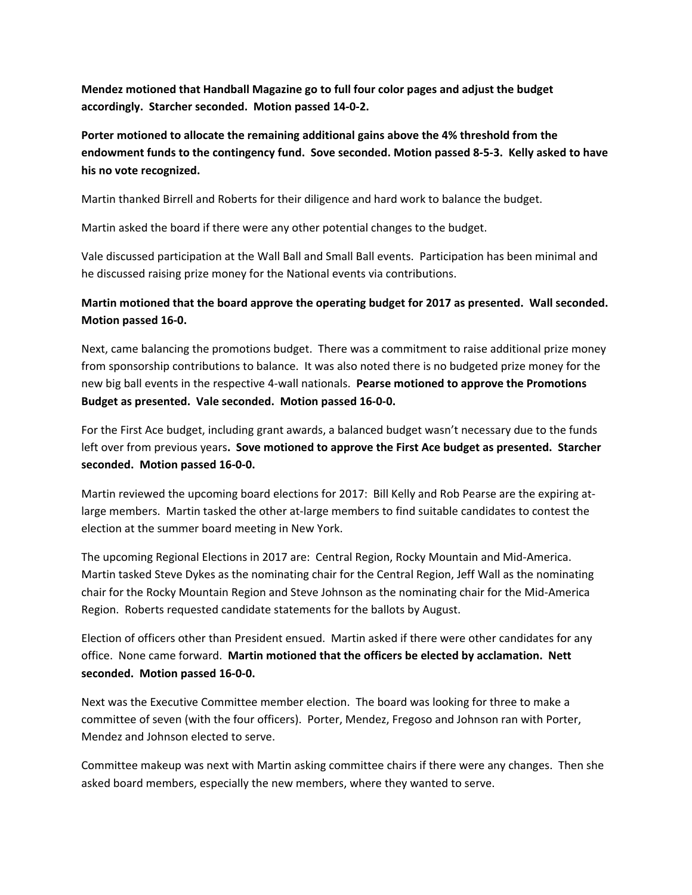**Mendez motioned that Handball Magazine go to full four color pages and adjust the budget accordingly. Starcher seconded. Motion passed 14-0-2.**

**Porter motioned to allocate the remaining additional gains above the 4% threshold from the endowment funds to the contingency fund. Sove seconded. Motion passed 8-5-3. Kelly asked to have his no vote recognized.**

Martin thanked Birrell and Roberts for their diligence and hard work to balance the budget.

Martin asked the board if there were any other potential changes to the budget.

Vale discussed participation at the Wall Ball and Small Ball events. Participation has been minimal and he discussed raising prize money for the National events via contributions.

**Martin motioned that the board approve the operating budget for 2017 as presented. Wall seconded. Motion passed 16-0.**

Next, came balancing the promotions budget. There was a commitment to raise additional prize money from sponsorship contributions to balance. It was also noted there is no budgeted prize money for the new big ball events in the respective 4-wall nationals. **Pearse motioned to approve the Promotions Budget as presented. Vale seconded. Motion passed 16-0-0.**

For the First Ace budget, including grant awards, a balanced budget wasn't necessary due to the funds left over from previous years**. Sove motioned to approve the First Ace budget as presented. Starcher seconded. Motion passed 16-0-0.**

Martin reviewed the upcoming board elections for 2017: Bill Kelly and Rob Pearse are the expiring at-large members. Martin tasked the other at-large members to find suitable candidates to contest the election at the summer board meeting in New York.

The upcoming Regional Elections in 2017 are: Central Region, Rocky Mountain and Mid-America. Martin tasked Steve Dykes as the nominating chair for the Central Region, Jeff Wall as the nominating chair for the Rocky Mountain Region and Steve Johnson as the nominating chair for the Mid-America Region. Roberts requested candidate statements for the ballots by August.

Election of officers other than President ensued. Martin asked if there were other candidates for any office. None came forward. **Martin motioned that the officers be elected by acclamation. Nett seconded. Motion passed 16-0-0.**

Next was the Executive Committee member election. The board was looking for three to make a committee of seven (with the four officers). Porter, Mendez, Fregoso and Johnson ran with Porter, Mendez and Johnson elected to serve.

Committee makeup was next with Martin asking committee chairs if there were any changes. Then she asked board members, especially the new members, where they wanted to serve.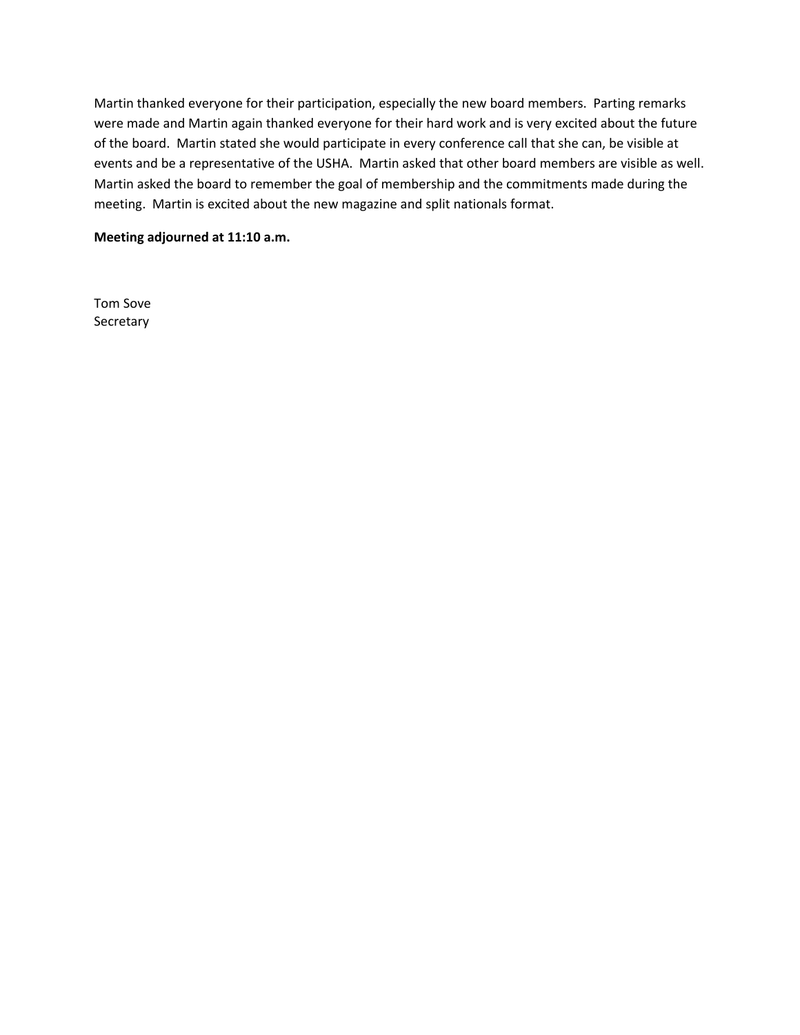Martin thanked everyone for their participation, especially the new board members. Parting remarks were made and Martin again thanked everyone for their hard work and is very excited about the future of the board. Martin stated she would participate in every conference call that she can, be visible at events and be a representative of the USHA. Martin asked that other board members are visible as well. Martin asked the board to remember the goal of membership and the commitments made during the meeting. Martin is excited about the new magazine and split nationals format.

**Meeting adjourned at 11:10 a.m.**

Tom Sove
Secretary